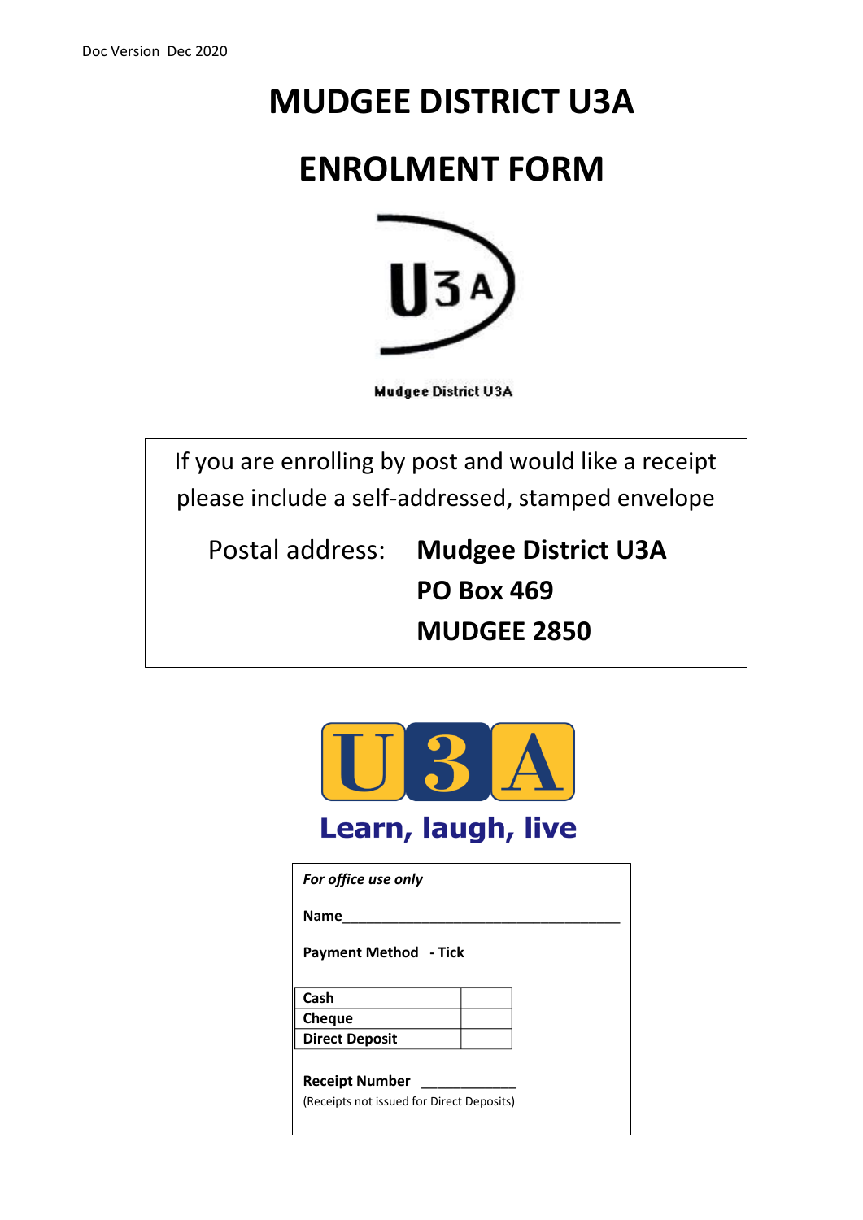Doc Version Dec 2020

# MUDGEE DISTRICT U3A

# ENROLMENT FORM

Mudgee District U3A

If you are enrolling by post and would like a receipt please include a self-addressed, stamped envelope

Postal address: **Mudgee District U3A**
**PO Box 469**
**MUDGEE 2850**

**Learn, laugh, live**

***For office use only***

**Name**\_\_\_\_\_\_\_\_\_\_\_\_\_\_\_\_\_\_\_\_\_\_\_\_\_\_\_\_\_\_\_\_\_\_\_\_

**Payment Method - Tick**

| | |
|---|---|
| **Cash** | |
| **Cheque** | |
| **Direct Deposit** | |

**Receipt Number** \_\_\_\_\_\_\_\_\_\_\_\_

(Receipts not issued for Direct Deposits)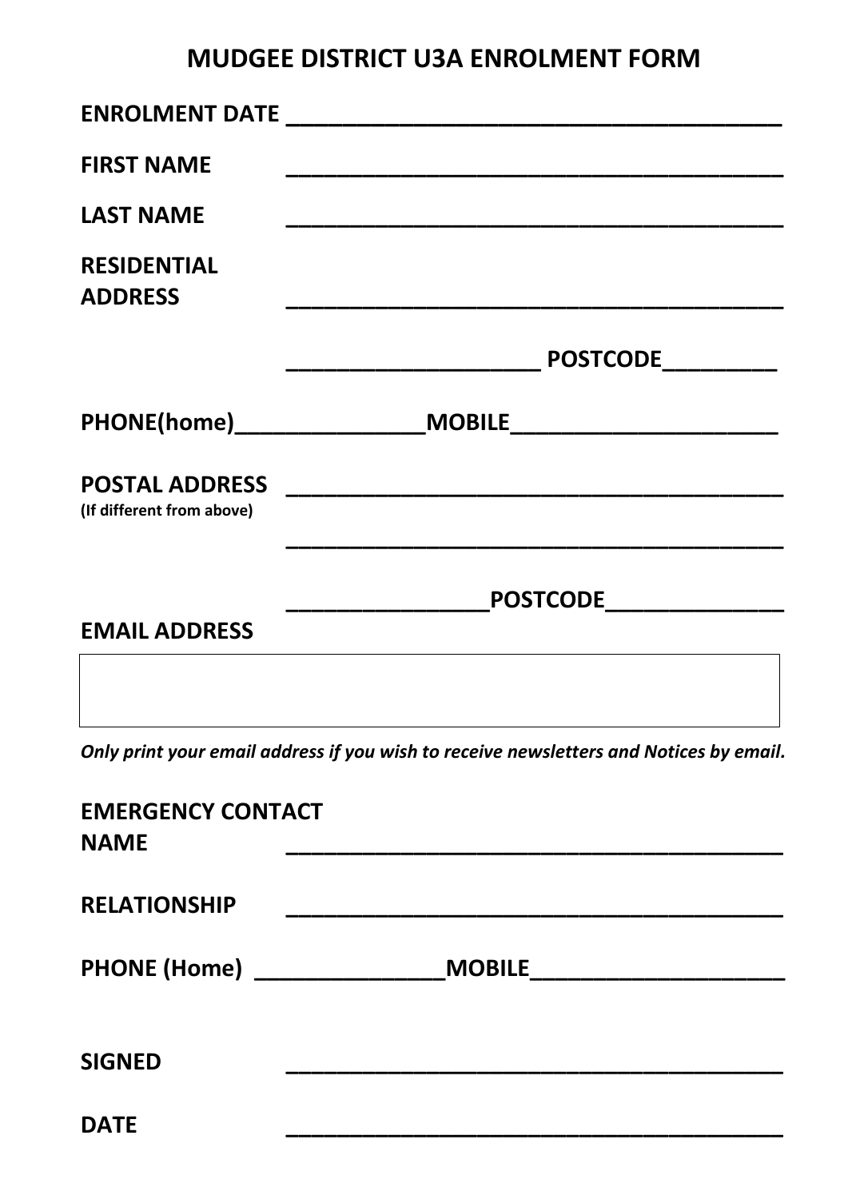# MUDGEE DISTRICT U3A ENROLMENT FORM

**ENROLMENT DATE** ________________________________________

**FIRST NAME** ________________________________________

**LAST NAME** ________________________________________

**RESIDENTIAL ADDRESS** ________________________________________

____________________ **POSTCODE**_________

**PHONE(home)**_______________**MOBILE**_____________________

**POSTAL ADDRESS** ________________________________________
**(If different from above)**

________________________________________

________________**POSTCODE**______________

**EMAIL ADDRESS**

|  |
|---|
|  |

***Only print your email address if you wish to receive newsletters and Notices by email.***

**EMERGENCY CONTACT NAME** ________________________________________

**RELATIONSHIP** ________________________________________

**PHONE (Home)** _______________**MOBILE**____________________

**SIGNED** ________________________________________

**DATE** ________________________________________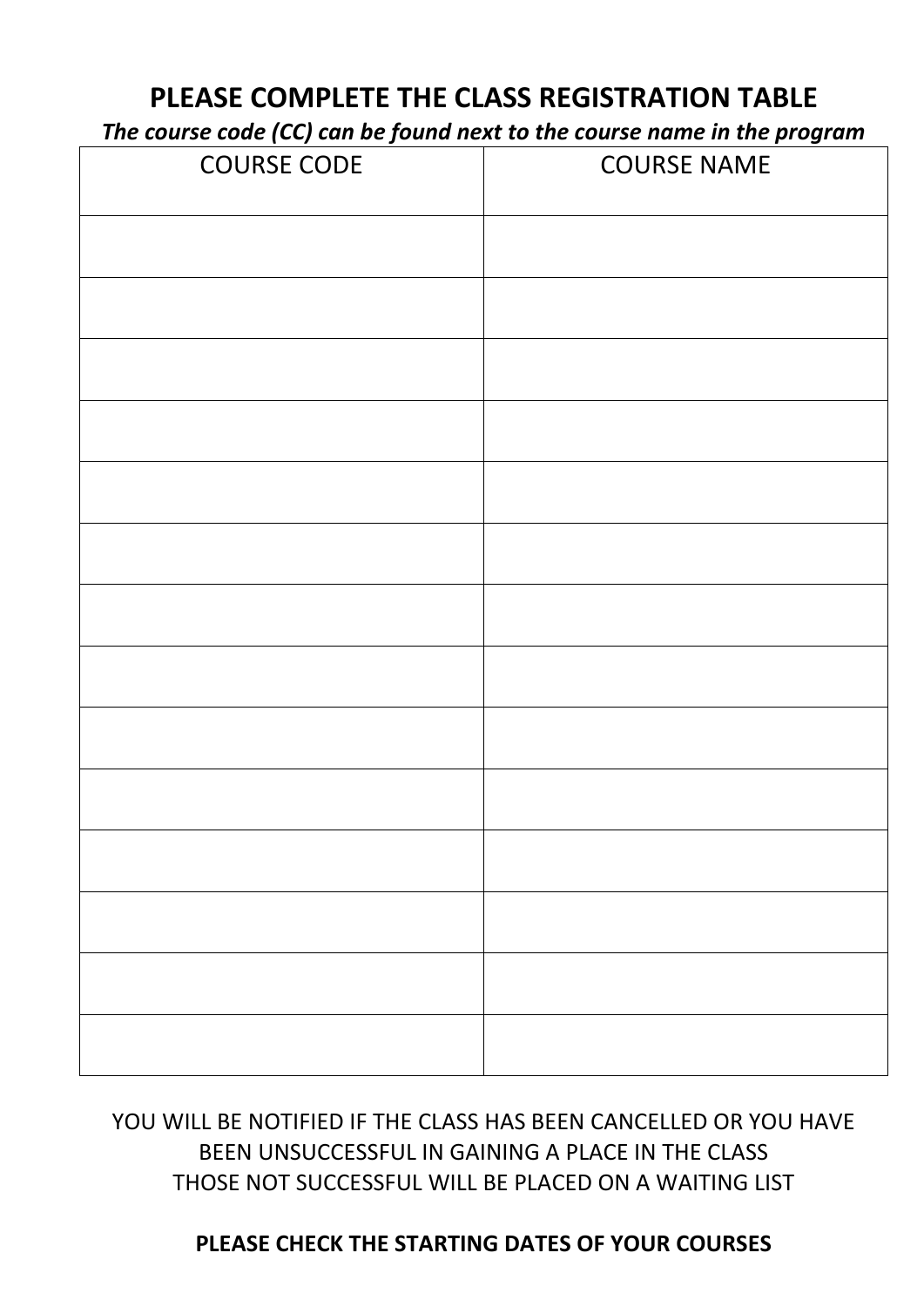## PLEASE COMPLETE THE CLASS REGISTRATION TABLE

***The course code (CC) can be found next to the course name in the program***

| COURSE CODE | COURSE NAME |
|---|---|
| | |
| | |
| | |
| | |
| | |
| | |
| | |
| | |
| | |
| | |
| | |
| | |
| | |
| | |

YOU WILL BE NOTIFIED IF THE CLASS HAS BEEN CANCELLED OR YOU HAVE BEEN UNSUCCESSFUL IN GAINING A PLACE IN THE CLASS
THOSE NOT SUCCESSFUL WILL BE PLACED ON A WAITING LIST

**PLEASE CHECK THE STARTING DATES OF YOUR COURSES**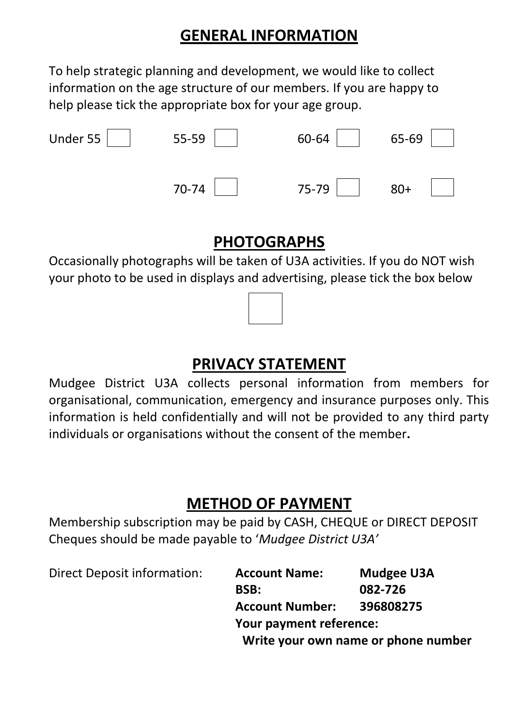## GENERAL INFORMATION

To help strategic planning and development, we would like to collect information on the age structure of our members. If you are happy to help please tick the appropriate box for your age group.

Under 55 ☐ 55-59 ☐ 60-64 ☐ 65-69 ☐

70-74 ☐ 75-79 ☐ 80+ ☐

## PHOTOGRAPHS

Occasionally photographs will be taken of U3A activities. If you do NOT wish your photo to be used in displays and advertising, please tick the box below

☐

## PRIVACY STATEMENT

Mudgee District U3A collects personal information from members for organisational, communication, emergency and insurance purposes only. This information is held confidentially and will not be provided to any third party individuals or organisations without the consent of the member**.**

## METHOD OF PAYMENT

Membership subscription may be paid by CASH, CHEQUE or DIRECT DEPOSIT
Cheques should be made payable to '*Mudgee District U3A'*

| | | |
|---|---|---|
| Direct Deposit information: | **Account Name:** | **Mudgee U3A** |
| | **BSB:** | **082-726** |
| | **Account Number:** | **396808275** |
| | **Your payment reference:** | |
| | **Write your own name or phone number** | |